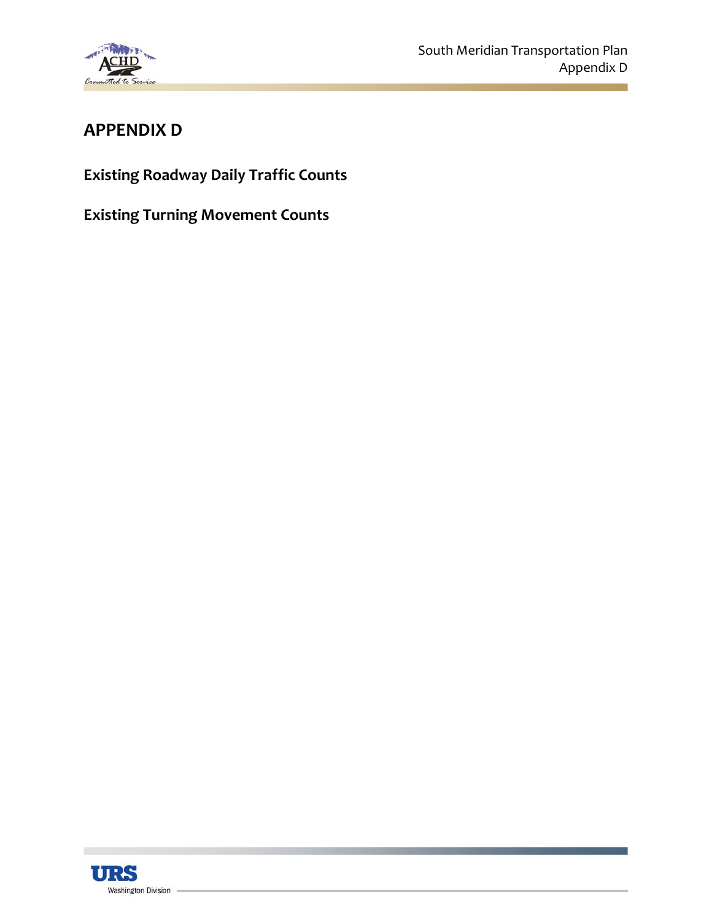# APPENDIX D

## Existing Roadway Daily Traffic Counts

## Existing Turning Movement Counts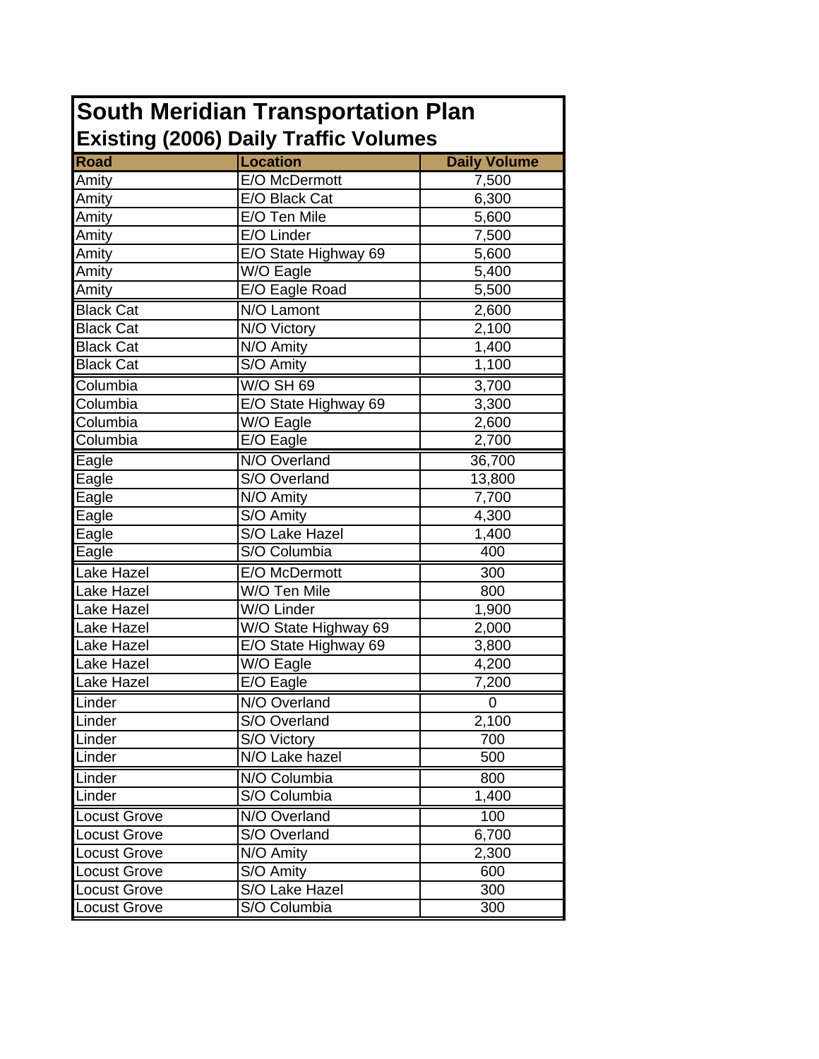# South Meridian Transportation Plan

## Existing (2006) Daily Traffic Volumes

| Road | Location | Daily Volume |
|---|---|---|
| Amity | E/O McDermott | 7,500 |
| Amity | E/O Black Cat | 6,300 |
| Amity | E/O Ten Mile | 5,600 |
| Amity | E/O Linder | 7,500 |
| Amity | E/O State Highway 69 | 5,600 |
| Amity | W/O Eagle | 5,400 |
| Amity | E/O Eagle Road | 5,500 |
| Black Cat | N/O Lamont | 2,600 |
| Black Cat | N/O Victory | 2,100 |
| Black Cat | N/O Amity | 1,400 |
| Black Cat | S/O Amity | 1,100 |
| Columbia | W/O SH 69 | 3,700 |
| Columbia | E/O State Highway 69 | 3,300 |
| Columbia | W/O Eagle | 2,600 |
| Columbia | E/O Eagle | 2,700 |
| Eagle | N/O Overland | 36,700 |
| Eagle | S/O Overland | 13,800 |
| Eagle | N/O Amity | 7,700 |
| Eagle | S/O Amity | 4,300 |
| Eagle | S/O Lake Hazel | 1,400 |
| Eagle | S/O Columbia | 400 |
| Lake Hazel | E/O McDermott | 300 |
| Lake Hazel | W/O Ten Mile | 800 |
| Lake Hazel | W/O Linder | 1,900 |
| Lake Hazel | W/O State Highway 69 | 2,000 |
| Lake Hazel | E/O State Highway 69 | 3,800 |
| Lake Hazel | W/O Eagle | 4,200 |
| Lake Hazel | E/O Eagle | 7,200 |
| Linder | N/O Overland | 0 |
| Linder | S/O Overland | 2,100 |
| Linder | S/O Victory | 700 |
| Linder | N/O Lake hazel | 500 |
| Linder | N/O Columbia | 800 |
| Linder | S/O Columbia | 1,400 |
| Locust Grove | N/O Overland | 100 |
| Locust Grove | S/O Overland | 6,700 |
| Locust Grove | N/O Amity | 2,300 |
| Locust Grove | S/O Amity | 600 |
| Locust Grove | S/O Lake Hazel | 300 |
| Locust Grove | S/O Columbia | 300 |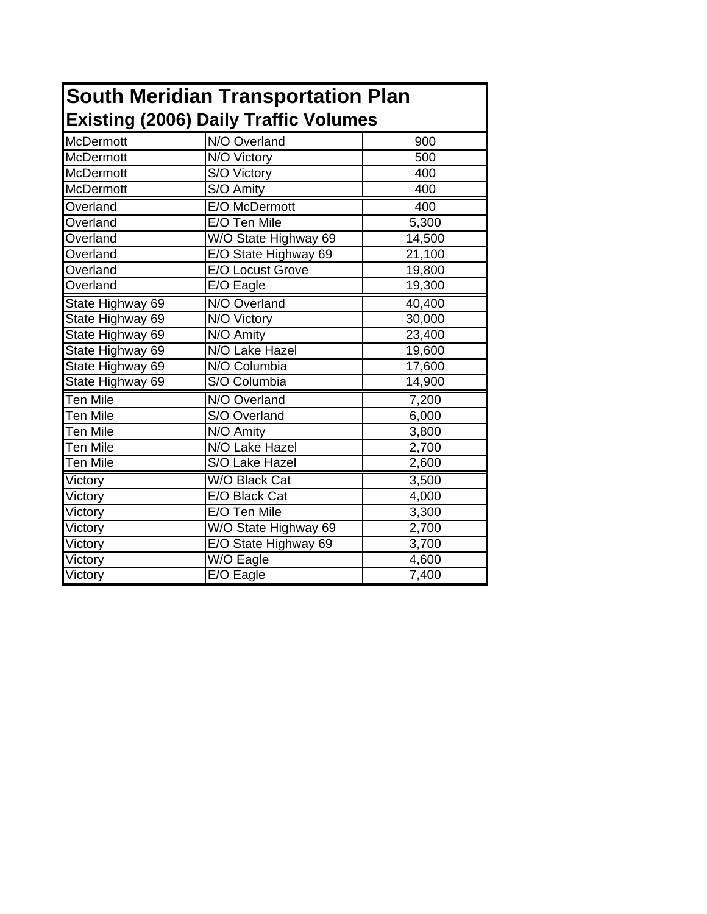# South Meridian Transportation Plan

## Existing (2006) Daily Traffic Volumes

| Road | Location | Volume |
|---|---|---|
| McDermott | N/O Overland | 900 |
| McDermott | N/O Victory | 500 |
| McDermott | S/O Victory | 400 |
| McDermott | S/O Amity | 400 |
| Overland | E/O McDermott | 400 |
| Overland | E/O Ten Mile | 5,300 |
| Overland | W/O State Highway 69 | 14,500 |
| Overland | E/O State Highway 69 | 21,100 |
| Overland | E/O Locust Grove | 19,800 |
| Overland | E/O Eagle | 19,300 |
| State Highway 69 | N/O Overland | 40,400 |
| State Highway 69 | N/O Victory | 30,000 |
| State Highway 69 | N/O Amity | 23,400 |
| State Highway 69 | N/O Lake Hazel | 19,600 |
| State Highway 69 | N/O Columbia | 17,600 |
| State Highway 69 | S/O Columbia | 14,900 |
| Ten Mile | N/O Overland | 7,200 |
| Ten Mile | S/O Overland | 6,000 |
| Ten Mile | N/O Amity | 3,800 |
| Ten Mile | N/O Lake Hazel | 2,700 |
| Ten Mile | S/O Lake Hazel | 2,600 |
| Victory | W/O Black Cat | 3,500 |
| Victory | E/O Black Cat | 4,000 |
| Victory | E/O Ten Mile | 3,300 |
| Victory | W/O State Highway 69 | 2,700 |
| Victory | E/O State Highway 69 | 3,700 |
| Victory | W/O Eagle | 4,600 |
| Victory | E/O Eagle | 7,400 |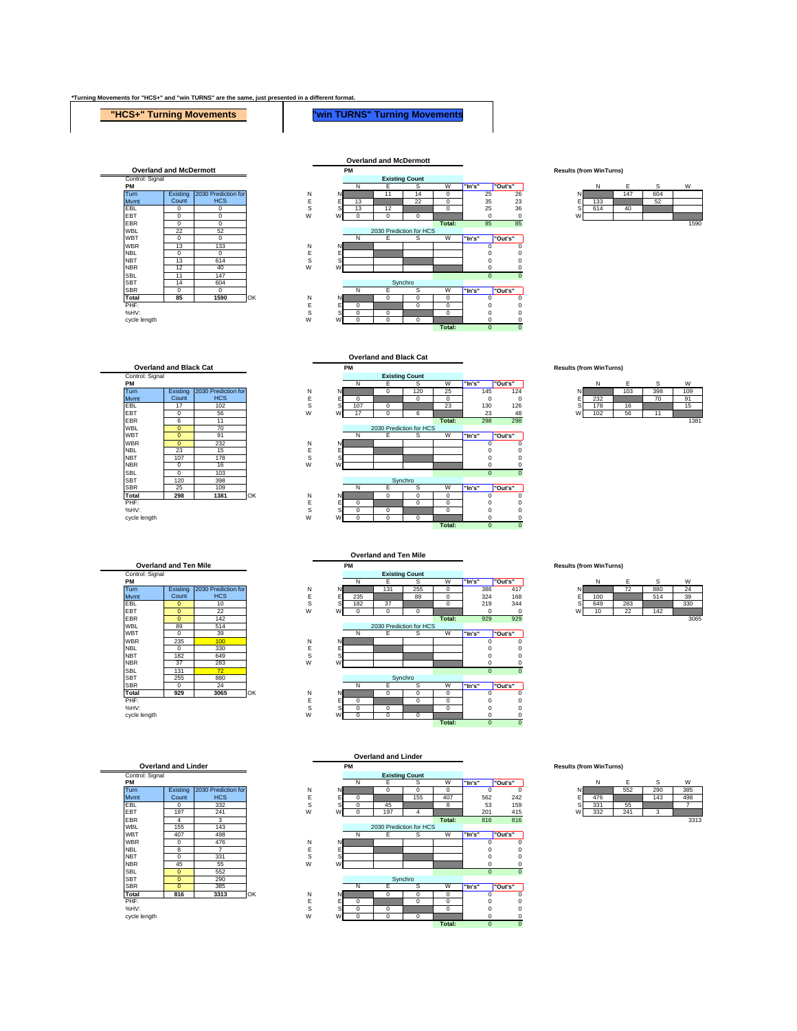*Turning Movements for "HCS+" and "win TURNS" are the same, just presented in a different format.

## "HCS+" Turning Movements

## "win TURNS" Turning Movements

### Overland and McDermott

Control: Signal

PM

| Turn Mvmt | Existing Count | 2030 Prediction for HCS |
|---|---|---|
| EBL | 0 | 0 |
| EBT | 0 | 0 |
| EBR | 0 | 0 |
| WBL | 22 | 52 |
| WBT | 0 | 0 |
| WBR | 13 | 133 |
| NBL | 0 | 0 |
| NBT | 13 | 614 |
| NBR | 12 | 40 |
| SBL | 11 | 147 |
| SBT | 14 | 604 |
| SBR | 0 | 0 |
| **Total** | **85** | **1590** |

OK

PHF:
%HV:
cycle length

**Overland and McDermott**

PM

**Existing Count**

| | N | E | S | W | "In's" | "Out's" |
|---|---|---|---|---|---|---|
| N | | 11 | 14 | 0 | 25 | 26 |
| E | 13 | | 22 | 0 | 35 | 23 |
| S | 13 | 12 | | 0 | 25 | 36 |
| W | 0 | 0 | 0 | | 0 | 0 |
| | | | | Total: | 85 | 85 |

2030 Prediction for HCS

| | N | E | S | W | "In's" | "Out's" |
|---|---|---|---|---|---|---|
| N | | | | | 0 | 0 |
| E | | | | | 0 | 0 |
| S | | | | | 0 | 0 |
| W | | | | | 0 | 0 |
| | | | | | 0 | 0 |

Synchro

| | N | E | S | W | "In's" | "Out's" |
|---|---|---|---|---|---|---|
| N | | 0 | 0 | 0 | 0 | 0 |
| E | 0 | | 0 | 0 | 0 | 0 |
| S | 0 | 0 | | 0 | 0 | 0 |
| W | 0 | 0 | 0 | | 0 | 0 |
| | | | | Total: | 0 | 0 |

Results (from WinTurns)

| | N | E | S | W |
|---|---|---|---|---|
| N | | 147 | 604 | |
| E | 133 | | 52 | |
| S | 614 | 40 | | |
| W | | | | |
| | | | | 1590 |

### Overland and Black Cat

Control: Signal

PM

| Turn Mvmt | Existing Count | 2030 Prediction for HCS |
|---|---|---|
| EBL | 17 | 102 |
| EBT | 0 | 56 |
| EBR | 6 | 11 |
| WBL | 0 | 70 |
| WBT | 0 | 91 |
| WBR | 0 | 232 |
| NBL | 23 | 15 |
| NBT | 107 | 178 |
| NBR | 0 | 16 |
| SBL | 0 | 103 |
| SBT | 120 | 398 |
| SBR | 25 | 109 |
| **Total** | **298** | **1381** |

OK

PHF:
%HV:
cycle length

**Overland and Black Cat**

PM

**Existing Count**

| | N | E | S | W | "In's" | "Out's" |
|---|---|---|---|---|---|---|
| N | | 0 | 120 | 25 | 145 | 124 |
| E | 0 | | 0 | 0 | 0 | 0 |
| S | 107 | 0 | | 23 | 130 | 126 |
| W | 17 | 0 | 6 | | 23 | 48 |
| | | | | Total: | 298 | 298 |

2030 Prediction for HCS

| | N | E | S | W | "In's" | "Out's" |
|---|---|---|---|---|---|---|
| N | | | | | 0 | 0 |
| E | | | | | 0 | 0 |
| S | | | | | 0 | 0 |
| W | | | | | 0 | 0 |
| | | | | | 0 | 0 |

Synchro

| | N | E | S | W | "In's" | "Out's" |
|---|---|---|---|---|---|---|
| N | | 0 | 0 | 0 | 0 | 0 |
| E | 0 | | 0 | 0 | 0 | 0 |
| S | 0 | 0 | | 0 | 0 | 0 |
| W | 0 | 0 | 0 | | 0 | 0 |
| | | | | Total: | 0 | 0 |

Results (from WinTurns)

| | N | E | S | W |
|---|---|---|---|---|
| N | | 103 | 398 | 109 |
| E | 232 | | 70 | 91 |
| S | 178 | 16 | | 15 |
| W | 102 | 56 | 11 | |
| | | | | 1381 |

### Overland and Ten Mile

Control: Signal

PM

| Turn Mvmt | Existing Count | 2030 Prediction for HCS |
|---|---|---|
| EBL | 0 | 10 |
| EBT | 0 | 22 |
| EBR | 0 | 142 |
| WBL | 89 | 514 |
| WBT | 0 | 39 |
| WBR | 235 | 100 |
| NBL | 0 | 330 |
| NBT | 182 | 649 |
| NBR | 37 | 283 |
| SBL | 131 | 72 |
| SBT | 255 | 880 |
| SBR | 0 | 24 |
| **Total** | **929** | **3065** |

OK

PHF:
%HV:
cycle length

**Overland and Ten Mile**

PM

**Existing Count**

| | N | E | S | W | "In's" | "Out's" |
|---|---|---|---|---|---|---|
| N | | 131 | 255 | 0 | 386 | 417 |
| E | 235 | | 89 | 0 | 324 | 168 |
| S | 182 | 37 | | 0 | 219 | 344 |
| W | 0 | 0 | 0 | | 0 | 0 |
| | | | | Total: | 929 | 929 |

2030 Prediction for HCS

| | N | E | S | W | "In's" | "Out's" |
|---|---|---|---|---|---|---|
| N | | | | | 0 | 0 |
| E | | | | | 0 | 0 |
| S | | | | | 0 | 0 |
| W | | | | | 0 | 0 |
| | | | | | 0 | 0 |

Synchro

| | N | E | S | W | "In's" | "Out's" |
|---|---|---|---|---|---|---|
| N | | 0 | 0 | 0 | 0 | 0 |
| E | 0 | | 0 | 0 | 0 | 0 |
| S | 0 | 0 | | 0 | 0 | 0 |
| W | 0 | 0 | 0 | | 0 | 0 |
| | | | | Total: | 0 | 0 |

Results (from WinTurns)

| | N | E | S | W |
|---|---|---|---|---|
| N | | 72 | 880 | 24 |
| E | 100 | | 514 | 39 |
| S | 649 | 283 | | 330 |
| W | 10 | 22 | 142 | |
| | | | | 3065 |

### Overland and Linder

Control: Signal

PM

| Turn Mvmt | Existing Count | 2030 Prediction for HCS |
|---|---|---|
| EBL | 0 | 332 |
| EBT | 197 | 241 |
| EBR | 4 | 3 |
| WBL | 155 | 143 |
| WBT | 407 | 498 |
| WBR | 0 | 476 |
| NBL | 8 | 7 |
| NBT | 0 | 331 |
| NBR | 45 | 55 |
| SBL | 0 | 552 |
| SBT | 0 | 290 |
| SBR | 0 | 385 |
| **Total** | **816** | **3313** |

OK

PHF:
%HV:
cycle length

**Overland and Linder**

PM

**Existing Count**

| | N | E | S | W | "In's" | "Out's" |
|---|---|---|---|---|---|---|
| N | | 0 | 0 | 0 | 0 | 0 |
| E | 0 | | 155 | 407 | 562 | 242 |
| S | 0 | 45 | | 8 | 53 | 159 |
| W | 0 | 197 | 4 | | 201 | 415 |
| | | | | Total: | 816 | 816 |

2030 Prediction for HCS

| | N | E | S | W | "In's" | "Out's" |
|---|---|---|---|---|---|---|
| N | | | | | 0 | 0 |
| E | | | | | 0 | 0 |
| S | | | | | 0 | 0 |
| W | | | | | 0 | 0 |
| | | | | | 0 | 0 |

Synchro

| | N | E | S | W | "In's" | "Out's" |
|---|---|---|---|---|---|---|
| N | | 0 | 0 | 0 | 0 | 0 |
| E | 0 | | 0 | 0 | 0 | 0 |
| S | 0 | 0 | | 0 | 0 | 0 |
| W | 0 | 0 | 0 | | 0 | 0 |
| | | | | Total: | 0 | 0 |

Results (from WinTurns)

| | N | E | S | W |
|---|---|---|---|---|
| N | | 552 | 290 | 385 |
| E | 476 | | 143 | 498 |
| S | 331 | 55 | | 7 |
| W | 332 | 241 | 3 | |
| | | | | 3313 |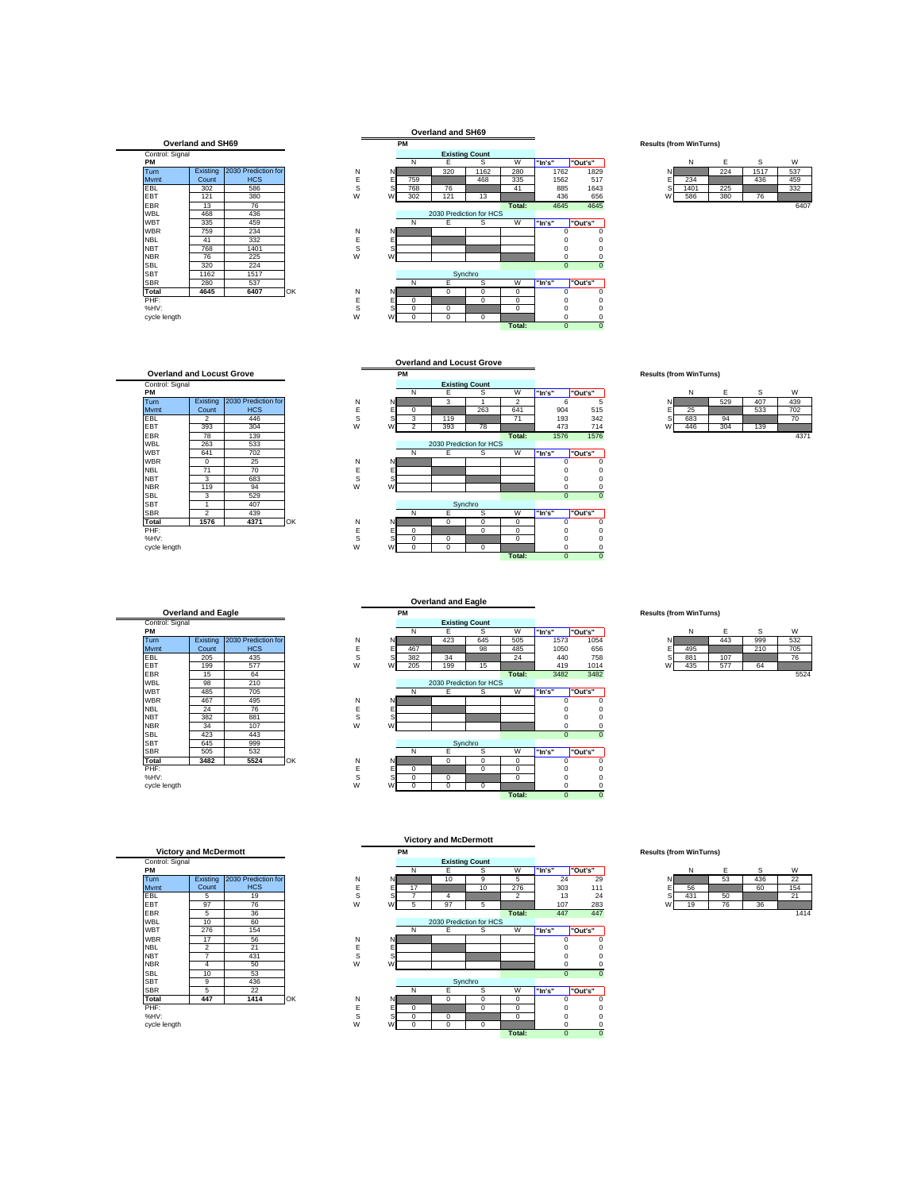## Overland and SH69

Control: Signal

**PM**

| Turn Mvmt | Existing Count | 2030 Prediction for HCS |
|---|---|---|
| EBL | 302 | 586 |
| EBT | 121 | 380 |
| EBR | 13 | 76 |
| WBL | 468 | 436 |
| WBT | 335 | 459 |
| WBR | 759 | 234 |
| NBL | 41 | 332 |
| NBT | 768 | 1401 |
| NBR | 76 | 225 |
| SBL | 320 | 224 |
| SBT | 1162 | 1517 |
| SBR | 280 | 537 |
| **Total** | **4645** | **6407** |

OK

PHF:

%HV:

cycle length

### Overland and SH69

PM

**Existing Count**

| | N | E | S | W | "In's" | "Out's" |
|---|---|---|---|---|---|---|
| N | | 320 | 1162 | 280 | 1762 | 1829 |
| E | 759 | | 468 | 335 | 1562 | 517 |
| S | 768 | 76 | | 41 | 885 | 1643 |
| W | 302 | 121 | 13 | | 436 | 656 |
| | | | | Total: | 4645 | 4645 |

**2030 Prediction for HCS**

| | N | E | S | W | "In's" | "Out's" |
|---|---|---|---|---|---|---|
| N | | | | | 0 | 0 |
| E | | | | | 0 | 0 |
| S | | | | | 0 | 0 |
| W | | | | | 0 | 0 |
| | | | | | 0 | 0 |

**Synchro**

| | N | E | S | W | "In's" | "Out's" |
|---|---|---|---|---|---|---|
| N | | 0 | 0 | 0 | 0 | 0 |
| E | 0 | | 0 | 0 | 0 | 0 |
| S | 0 | 0 | | 0 | 0 | 0 |
| W | 0 | 0 | 0 | | 0 | 0 |
| | | | | Total: | 0 | 0 |

**Results (from WinTurns)**

| | N | E | S | W |
|---|---|---|---|---|
| N | | 224 | 1517 | 537 |
| E | 234 | | 436 | 459 |
| S | 1401 | 225 | | 332 |
| W | 586 | 380 | 76 | |
| | | | | 6407 |

## Overland and Locust Grove

Control: Signal

**PM**

| Turn Mvmt | Existing Count | 2030 Prediction for HCS |
|---|---|---|
| EBL | 2 | 446 |
| EBT | 393 | 304 |
| EBR | 78 | 139 |
| WBL | 263 | 533 |
| WBT | 641 | 702 |
| WBR | 0 | 25 |
| NBL | 71 | 70 |
| NBT | 3 | 683 |
| NBR | 119 | 94 |
| SBL | 3 | 529 |
| SBT | 1 | 407 |
| SBR | 2 | 439 |
| **Total** | **1576** | **4371** |

OK

PHF:

%HV:

cycle length

### Overland and Locust Grove

PM

**Existing Count**

| | N | E | S | W | "In's" | "Out's" |
|---|---|---|---|---|---|---|
| N | | 3 | 1 | 2 | 6 | 5 |
| E | 0 | | 263 | 641 | 904 | 515 |
| S | 3 | 119 | | 71 | 193 | 342 |
| W | 2 | 393 | 78 | | 473 | 714 |
| | | | | Total: | 1576 | 1576 |

**2030 Prediction for HCS**

| | N | E | S | W | "In's" | "Out's" |
|---|---|---|---|---|---|---|
| N | | | | | 0 | 0 |
| E | | | | | 0 | 0 |
| S | | | | | 0 | 0 |
| W | | | | | 0 | 0 |
| | | | | | 0 | 0 |

**Synchro**

| | N | E | S | W | "In's" | "Out's" |
|---|---|---|---|---|---|---|
| N | | 0 | 0 | 0 | 0 | 0 |
| E | 0 | | 0 | 0 | 0 | 0 |
| S | 0 | 0 | | 0 | 0 | 0 |
| W | 0 | 0 | 0 | | 0 | 0 |
| | | | | Total: | 0 | 0 |

**Results (from WinTurns)**

| | N | E | S | W |
|---|---|---|---|---|
| N | | 529 | 407 | 439 |
| E | 25 | | 533 | 702 |
| S | 683 | 94 | | 70 |
| W | 446 | 304 | 139 | |
| | | | | 4371 |

## Overland and Eagle

Control: Signal

**PM**

| Turn Mvmt | Existing Count | 2030 Prediction for HCS |
|---|---|---|
| EBL | 205 | 435 |
| EBT | 199 | 577 |
| EBR | 15 | 64 |
| WBL | 98 | 210 |
| WBT | 485 | 705 |
| WBR | 467 | 495 |
| NBL | 24 | 76 |
| NBT | 382 | 881 |
| NBR | 34 | 107 |
| SBL | 423 | 443 |
| SBT | 645 | 999 |
| SBR | 505 | 532 |
| **Total** | **3482** | **5524** |

OK

PHF:

%HV:

cycle length

### Overland and Eagle

PM

**Existing Count**

| | N | E | S | W | "In's" | "Out's" |
|---|---|---|---|---|---|---|
| N | | 423 | 645 | 505 | 1573 | 1054 |
| E | 467 | | 98 | 485 | 1050 | 656 |
| S | 382 | 34 | | 24 | 440 | 758 |
| W | 205 | 199 | 15 | | 419 | 1014 |
| | | | | Total: | 3482 | 3482 |

**2030 Prediction for HCS**

| | N | E | S | W | "In's" | "Out's" |
|---|---|---|---|---|---|---|
| N | | | | | 0 | 0 |
| E | | | | | 0 | 0 |
| S | | | | | 0 | 0 |
| W | | | | | 0 | 0 |
| | | | | | 0 | 0 |

**Synchro**

| | N | E | S | W | "In's" | "Out's" |
|---|---|---|---|---|---|---|
| N | | 0 | 0 | 0 | 0 | 0 |
| E | 0 | | 0 | 0 | 0 | 0 |
| S | 0 | 0 | | 0 | 0 | 0 |
| W | 0 | 0 | 0 | | 0 | 0 |
| | | | | Total: | 0 | 0 |

**Results (from WinTurns)**

| | N | E | S | W |
|---|---|---|---|---|
| N | | 443 | 999 | 532 |
| E | 495 | | 210 | 705 |
| S | 881 | 107 | | 76 |
| W | 435 | 577 | 64 | |
| | | | | 5524 |

## Victory and McDermott

Control: Signal

**PM**

| Turn Mvmt | Existing Count | 2030 Prediction for HCS |
|---|---|---|
| EBL | 5 | 19 |
| EBT | 97 | 76 |
| EBR | 5 | 36 |
| WBL | 10 | 60 |
| WBT | 276 | 154 |
| WBR | 17 | 56 |
| NBL | 2 | 21 |
| NBT | 7 | 431 |
| NBR | 4 | 50 |
| SBL | 10 | 53 |
| SBT | 9 | 436 |
| SBR | 5 | 22 |
| **Total** | **447** | **1414** |

OK

PHF:

%HV:

cycle length

### Victory and McDermott

PM

**Existing Count**

| | N | E | S | W | "In's" | "Out's" |
|---|---|---|---|---|---|---|
| N | | 10 | 9 | 5 | 24 | 29 |
| E | 17 | | 10 | 276 | 303 | 111 |
| S | 7 | 4 | | 2 | 13 | 24 |
| W | 5 | 97 | 5 | | 107 | 283 |
| | | | | Total: | 447 | 447 |

**2030 Prediction for HCS**

| | N | E | S | W | "In's" | "Out's" |
|---|---|---|---|---|---|---|
| N | | | | | 0 | 0 |
| E | | | | | 0 | 0 |
| S | | | | | 0 | 0 |
| W | | | | | 0 | 0 |
| | | | | | 0 | 0 |

**Synchro**

| | N | E | S | W | "In's" | "Out's" |
|---|---|---|---|---|---|---|
| N | | 0 | 0 | 0 | 0 | 0 |
| E | 0 | | 0 | 0 | 0 | 0 |
| S | 0 | 0 | | 0 | 0 | 0 |
| W | 0 | 0 | 0 | | 0 | 0 |
| | | | | Total: | 0 | 0 |

**Results (from WinTurns)**

| | N | E | S | W |
|---|---|---|---|---|
| N | | 53 | 436 | 22 |
| E | 56 | | 60 | 154 |
| S | 431 | 50 | | 21 |
| W | 19 | 76 | 36 | |
| | | | | 1414 |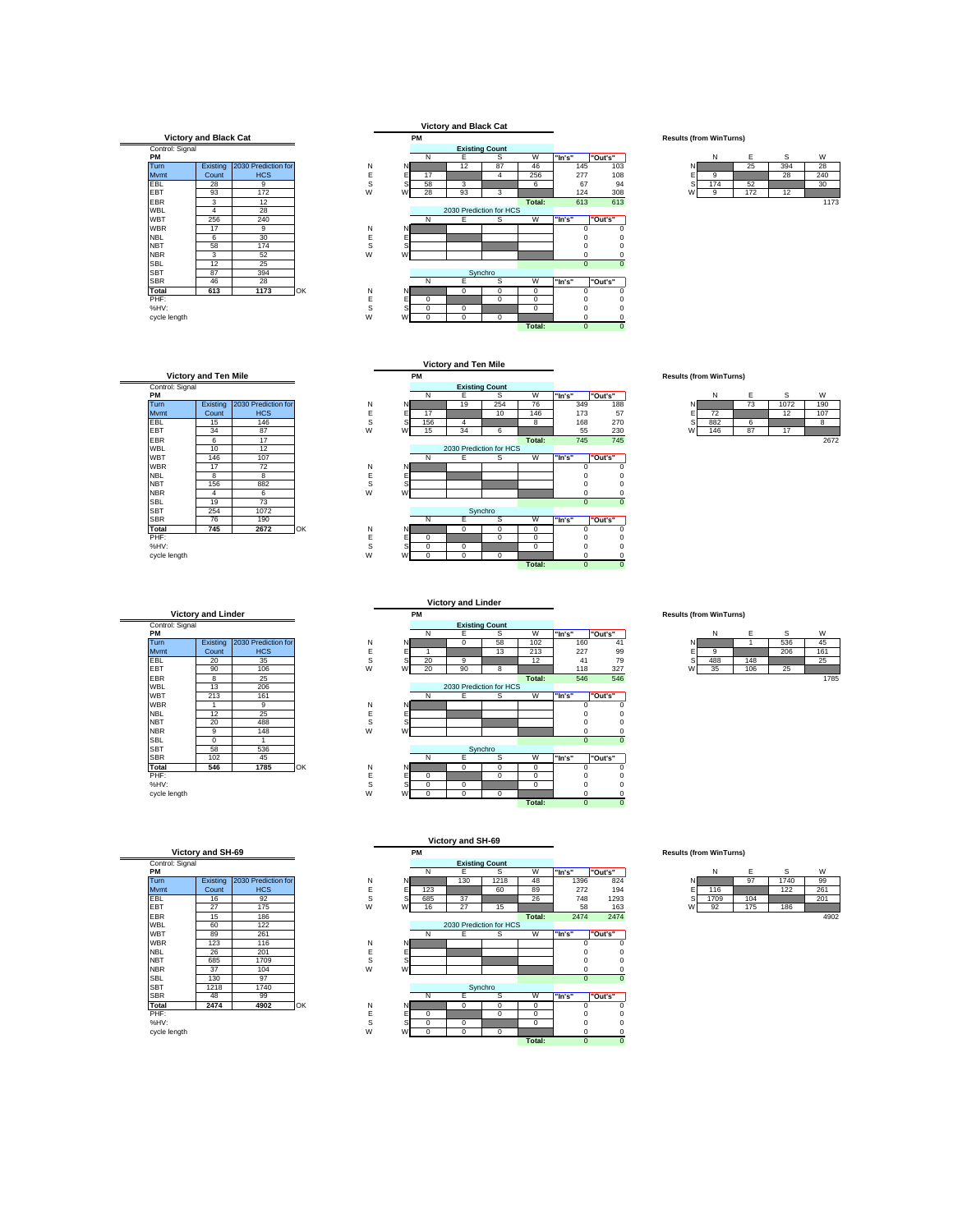## Victory and Black Cat

Control: Signal

**PM**

| Turn | Existing | 2030 Prediction for |
|---|---|---|
| Mvmt | Count | HCS |
| EBL | 28 | 9 |
| EBT | 93 | 172 |
| EBR | 3 | 12 |
| WBL | 4 | 28 |
| WBT | 256 | 240 |
| WBR | 17 | 9 |
| NBL | 6 | 30 |
| NBT | 58 | 174 |
| NBR | 3 | 52 |
| SBL | 12 | 25 |
| SBT | 87 | 394 |
| SBR | 46 | 28 |
| **Total** | **613** | **1173** |

OK

PHF:

%HV:

cycle length

### Victory and Black Cat

**PM**

**Existing Count**

| | N | E | S | W | "In's" | "Out's" |
|---|---|---|---|---|---|---|
| N | | 12 | 87 | 46 | 145 | 103 |
| E | 17 | | 4 | 256 | 277 | 108 |
| S | 58 | 3 | | 6 | 67 | 94 |
| W | 28 | 93 | 3 | | 124 | 308 |
| | | | | Total: | 613 | 613 |

2030 Prediction for HCS

| | N | E | S | W | "In's" | "Out's" |
|---|---|---|---|---|---|---|
| N | | | | | 0 | 0 |
| E | | | | | 0 | 0 |
| S | | | | | 0 | 0 |
| W | | | | | 0 | 0 |
| | | | | | 0 | 0 |

Synchro

| | N | E | S | W | "In's" | "Out's" |
|---|---|---|---|---|---|---|
| N | | 0 | 0 | 0 | 0 | 0 |
| E | 0 | | 0 | 0 | 0 | 0 |
| S | 0 | 0 | | 0 | 0 | 0 |
| W | 0 | 0 | 0 | | 0 | 0 |
| | | | | Total: | 0 | 0 |

**Results (from WinTurns)**

| | N | E | S | W |
|---|---|---|---|---|
| N | | 25 | 394 | 28 |
| E | 9 | | 28 | 240 |
| S | 174 | 52 | | 30 |
| W | 9 | 172 | 12 | |
| | | | | 1173 |

## Victory and Ten Mile

Control: Signal

**PM**

| Turn | Existing | 2030 Prediction for |
|---|---|---|
| Mvmt | Count | HCS |
| EBL | 15 | 146 |
| EBT | 34 | 87 |
| EBR | 6 | 17 |
| WBL | 10 | 12 |
| WBT | 146 | 107 |
| WBR | 17 | 72 |
| NBL | 8 | 8 |
| NBT | 156 | 882 |
| NBR | 4 | 6 |
| SBL | 19 | 73 |
| SBT | 254 | 1072 |
| SBR | 76 | 190 |
| **Total** | **745** | **2672** |

OK

PHF:

%HV:

cycle length

### Victory and Ten Mile

**PM**

**Existing Count**

| | N | E | S | W | "In's" | "Out's" |
|---|---|---|---|---|---|---|
| N | | 19 | 254 | 76 | 349 | 188 |
| E | 17 | | 10 | 146 | 173 | 57 |
| S | 156 | 4 | | 8 | 168 | 270 |
| W | 15 | 34 | 6 | | 55 | 230 |
| | | | | Total: | 745 | 745 |

2030 Prediction for HCS

| | N | E | S | W | "In's" | "Out's" |
|---|---|---|---|---|---|---|
| N | | | | | 0 | 0 |
| E | | | | | 0 | 0 |
| S | | | | | 0 | 0 |
| W | | | | | 0 | 0 |
| | | | | | 0 | 0 |

Synchro

| | N | E | S | W | "In's" | "Out's" |
|---|---|---|---|---|---|---|
| N | | 0 | 0 | 0 | 0 | 0 |
| E | 0 | | 0 | 0 | 0 | 0 |
| S | 0 | 0 | | 0 | 0 | 0 |
| W | 0 | 0 | 0 | | 0 | 0 |
| | | | | Total: | 0 | 0 |

**Results (from WinTurns)**

| | N | E | S | W |
|---|---|---|---|---|
| N | | 73 | 1072 | 190 |
| E | 72 | | 12 | 107 |
| S | 882 | 6 | | 8 |
| W | 146 | 87 | 17 | |
| | | | | 2672 |

## Victory and Linder

Control: Signal

**PM**

| Turn | Existing | 2030 Prediction for |
|---|---|---|
| Mvmt | Count | HCS |
| EBL | 20 | 35 |
| EBT | 90 | 106 |
| EBR | 8 | 25 |
| WBL | 13 | 206 |
| WBT | 213 | 161 |
| WBR | 1 | 9 |
| NBL | 12 | 25 |
| NBT | 20 | 488 |
| NBR | 9 | 148 |
| SBL | 0 | 1 |
| SBT | 58 | 536 |
| SBR | 102 | 45 |
| **Total** | **546** | **1785** |

OK

PHF:

%HV:

cycle length

### Victory and Linder

**PM**

**Existing Count**

| | N | E | S | W | "In's" | "Out's" |
|---|---|---|---|---|---|---|
| N | | 0 | 58 | 102 | 160 | 41 |
| E | 1 | | 13 | 213 | 227 | 99 |
| S | 20 | 9 | | 12 | 41 | 79 |
| W | 20 | 90 | 8 | | 118 | 327 |
| | | | | Total: | 546 | 546 |

2030 Prediction for HCS

| | N | E | S | W | "In's" | "Out's" |
|---|---|---|---|---|---|---|
| N | | | | | 0 | 0 |
| E | | | | | 0 | 0 |
| S | | | | | 0 | 0 |
| W | | | | | 0 | 0 |
| | | | | | 0 | 0 |

Synchro

| | N | E | S | W | "In's" | "Out's" |
|---|---|---|---|---|---|---|
| N | | 0 | 0 | 0 | 0 | 0 |
| E | 0 | | 0 | 0 | 0 | 0 |
| S | 0 | 0 | | 0 | 0 | 0 |
| W | 0 | 0 | 0 | | 0 | 0 |
| | | | | Total: | 0 | 0 |

**Results (from WinTurns)**

| | N | E | S | W |
|---|---|---|---|---|
| N | | 1 | 536 | 45 |
| E | 9 | | 206 | 161 |
| S | 488 | 148 | | 25 |
| W | 35 | 106 | 25 | |
| | | | | 1785 |

## Victory and SH-69

Control: Signal

**PM**

| Turn | Existing | 2030 Prediction for |
|---|---|---|
| Mvmt | Count | HCS |
| EBL | 16 | 92 |
| EBT | 27 | 175 |
| EBR | 15 | 186 |
| WBL | 60 | 122 |
| WBT | 89 | 261 |
| WBR | 123 | 116 |
| NBL | 26 | 201 |
| NBT | 685 | 1709 |
| NBR | 37 | 104 |
| SBL | 130 | 97 |
| SBT | 1218 | 1740 |
| SBR | 48 | 99 |
| **Total** | **2474** | **4902** |

OK

PHF:

%HV:

cycle length

### Victory and SH-69

**PM**

**Existing Count**

| | N | E | S | W | "In's" | "Out's" |
|---|---|---|---|---|---|---|
| N | | 130 | 1218 | 48 | 1396 | 824 |
| E | 123 | | 60 | 89 | 272 | 194 |
| S | 685 | 37 | | 26 | 748 | 1293 |
| W | 16 | 27 | 15 | | 58 | 163 |
| | | | | Total: | 2474 | 2474 |

2030 Prediction for HCS

| | N | E | S | W | "In's" | "Out's" |
|---|---|---|---|---|---|---|
| N | | | | | 0 | 0 |
| E | | | | | 0 | 0 |
| S | | | | | 0 | 0 |
| W | | | | | 0 | 0 |
| | | | | | 0 | 0 |

Synchro

| | N | E | S | W | "In's" | "Out's" |
|---|---|---|---|---|---|---|
| N | | 0 | 0 | 0 | 0 | 0 |
| E | 0 | | 0 | 0 | 0 | 0 |
| S | 0 | 0 | | 0 | 0 | 0 |
| W | 0 | 0 | 0 | | 0 | 0 |
| | | | | Total: | 0 | 0 |

**Results (from WinTurns)**

| | N | E | S | W |
|---|---|---|---|---|
| N | | 97 | 1740 | 99 |
| E | 116 | | 122 | 261 |
| S | 1709 | 104 | | 201 |
| W | 92 | 175 | 186 | |
| | | | | 4902 |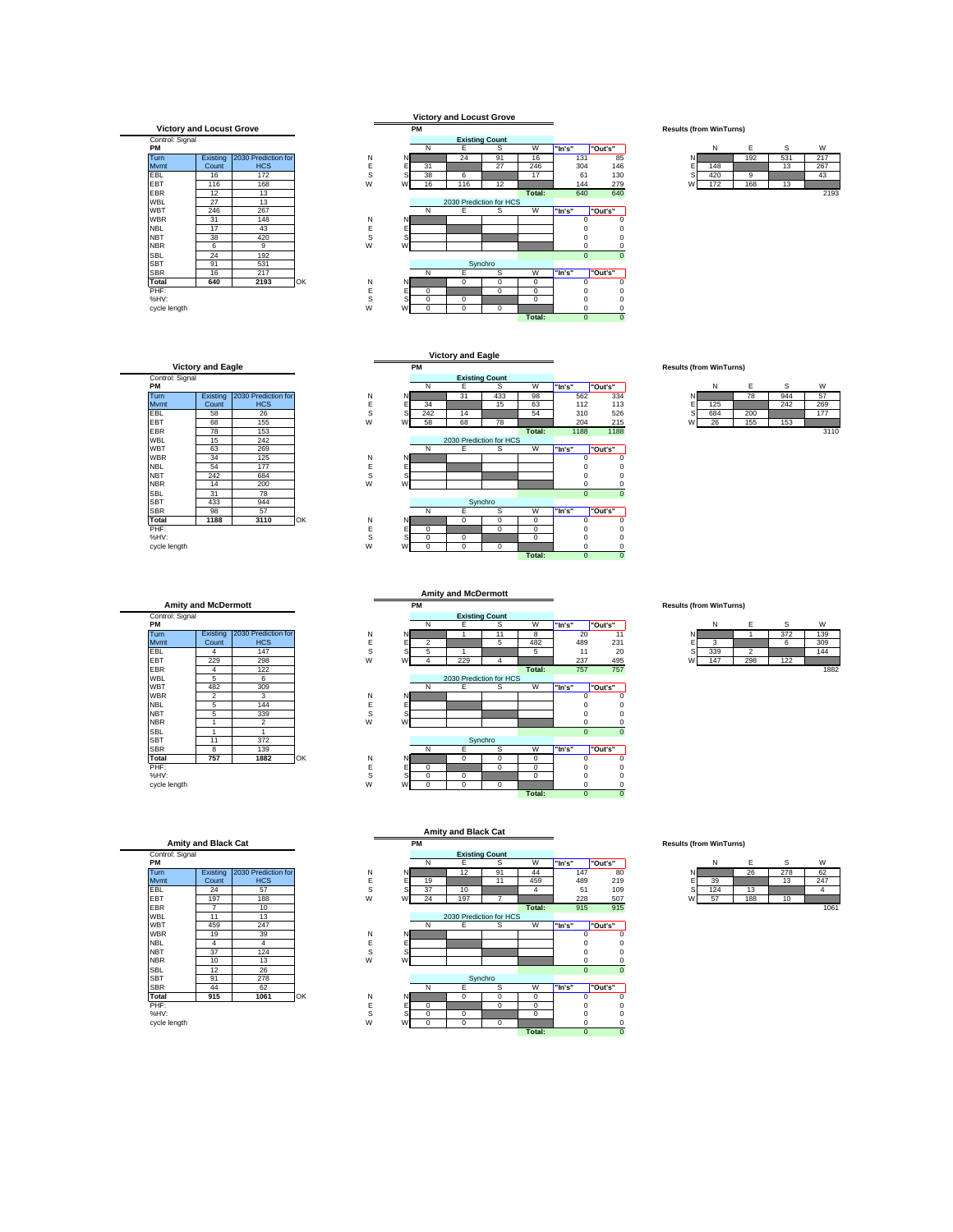## Victory and Locust Grove

Control: Signal

**PM**

| Turn Mvmt | Existing Count | 2030 Prediction for HCS |
|---|---|---|
| EBL | 16 | 172 |
| EBT | 116 | 168 |
| EBR | 12 | 13 |
| WBL | 27 | 13 |
| WBT | 246 | 267 |
| WBR | 31 | 148 |
| NBL | 17 | 43 |
| NBT | 38 | 420 |
| NBR | 6 | 9 |
| SBL | 24 | 192 |
| SBT | 91 | 531 |
| SBR | 16 | 217 |
| **Total** | **640** | **2193** |

OK

PHF:

%HV:

cycle length

### Victory and Locust Grove

**PM**

**Existing Count**

| | N | E | S | W | "In's" | "Out's" |
|---|---|---|---|---|---|---|
| N | | 24 | 91 | 16 | 131 | 85 |
| E | 31 | | 27 | 246 | 304 | 146 |
| S | 38 | 6 | | 17 | 61 | 130 |
| W | 16 | 116 | 12 | | 144 | 279 |
| | | | | Total: | 640 | 640 |

**2030 Prediction for HCS**

| | N | E | S | W | "In's" | "Out's" |
|---|---|---|---|---|---|---|
| N | | | | | 0 | 0 |
| E | | | | | 0 | 0 |
| S | | | | | 0 | 0 |
| W | | | | | 0 | 0 |
| | | | | | 0 | 0 |

**Synchro**

| | N | E | S | W | "In's" | "Out's" |
|---|---|---|---|---|---|---|
| N | | 0 | 0 | 0 | 0 | 0 |
| E | 0 | | 0 | 0 | 0 | 0 |
| S | 0 | 0 | | 0 | 0 | 0 |
| W | 0 | 0 | 0 | | 0 | 0 |
| | | | | Total: | 0 | 0 |

**Results (from WinTurns)**

| | N | E | S | W |
|---|---|---|---|---|
| N | | 192 | 531 | 217 |
| E | 148 | | 13 | 267 |
| S | 420 | 9 | | 43 |
| W | 172 | 168 | 13 | |
| | | | | 2193 |

## Victory and Eagle

Control: Signal

**PM**

| Turn Mvmt | Existing Count | 2030 Prediction for HCS |
|---|---|---|
| EBL | 58 | 26 |
| EBT | 68 | 155 |
| EBR | 78 | 153 |
| WBL | 15 | 242 |
| WBT | 63 | 269 |
| WBR | 34 | 125 |
| NBL | 54 | 177 |
| NBT | 242 | 684 |
| NBR | 14 | 200 |
| SBL | 31 | 78 |
| SBT | 433 | 944 |
| SBR | 98 | 57 |
| **Total** | **1188** | **3110** |

OK

PHF:

%HV:

cycle length

### Victory and Eagle

**PM**

**Existing Count**

| | N | E | S | W | "In's" | "Out's" |
|---|---|---|---|---|---|---|
| N | | 31 | 433 | 98 | 562 | 334 |
| E | 34 | | 15 | 63 | 112 | 113 |
| S | 242 | 14 | | 54 | 310 | 526 |
| W | 58 | 68 | 78 | | 204 | 215 |
| | | | | Total: | 1188 | 1188 |

**2030 Prediction for HCS**

| | N | E | S | W | "In's" | "Out's" |
|---|---|---|---|---|---|---|
| N | | | | | 0 | 0 |
| E | | | | | 0 | 0 |
| S | | | | | 0 | 0 |
| W | | | | | 0 | 0 |
| | | | | | 0 | 0 |

**Synchro**

| | N | E | S | W | "In's" | "Out's" |
|---|---|---|---|---|---|---|
| N | | 0 | 0 | 0 | 0 | 0 |
| E | 0 | | 0 | 0 | 0 | 0 |
| S | 0 | 0 | | 0 | 0 | 0 |
| W | 0 | 0 | 0 | | 0 | 0 |
| | | | | Total: | 0 | 0 |

**Results (from WinTurns)**

| | N | E | S | W |
|---|---|---|---|---|
| N | | 78 | 944 | 57 |
| E | 125 | | 242 | 269 |
| S | 684 | 200 | | 177 |
| W | 26 | 155 | 153 | |
| | | | | 3110 |

## Amity and McDermott

Control: Signal

**PM**

| Turn Mvmt | Existing Count | 2030 Prediction for HCS |
|---|---|---|
| EBL | 4 | 147 |
| EBT | 229 | 298 |
| EBR | 4 | 122 |
| WBL | 5 | 6 |
| WBT | 482 | 309 |
| WBR | 2 | 3 |
| NBL | 5 | 144 |
| NBT | 5 | 339 |
| NBR | 1 | 2 |
| SBL | 1 | 1 |
| SBT | 11 | 372 |
| SBR | 8 | 139 |
| **Total** | **757** | **1882** |

OK

PHF:

%HV:

cycle length

### Amity and McDermott

**PM**

**Existing Count**

| | N | E | S | W | "In's" | "Out's" |
|---|---|---|---|---|---|---|
| N | | 1 | 11 | 8 | 20 | 11 |
| E | 2 | | 5 | 482 | 489 | 231 |
| S | 5 | 1 | | 5 | 11 | 20 |
| W | 4 | 229 | 4 | | 237 | 495 |
| | | | | Total: | 757 | 757 |

**2030 Prediction for HCS**

| | N | E | S | W | "In's" | "Out's" |
|---|---|---|---|---|---|---|
| N | | | | | 0 | 0 |
| E | | | | | 0 | 0 |
| S | | | | | 0 | 0 |
| W | | | | | 0 | 0 |
| | | | | | 0 | 0 |

**Synchro**

| | N | E | S | W | "In's" | "Out's" |
|---|---|---|---|---|---|---|
| N | | 0 | 0 | 0 | 0 | 0 |
| E | 0 | | 0 | 0 | 0 | 0 |
| S | 0 | 0 | | 0 | 0 | 0 |
| W | 0 | 0 | 0 | | 0 | 0 |
| | | | | Total: | 0 | 0 |

**Results (from WinTurns)**

| | N | E | S | W |
|---|---|---|---|---|
| N | | 1 | 372 | 139 |
| E | 3 | | 6 | 309 |
| S | 339 | 2 | | 144 |
| W | 147 | 298 | 122 | |
| | | | | 1882 |

## Amity and Black Cat

Control: Signal

**PM**

| Turn Mvmt | Existing Count | 2030 Prediction for HCS |
|---|---|---|
| EBL | 24 | 57 |
| EBT | 197 | 188 |
| EBR | 7 | 10 |
| WBL | 11 | 13 |
| WBT | 459 | 247 |
| WBR | 19 | 39 |
| NBL | 4 | 4 |
| NBT | 37 | 124 |
| NBR | 10 | 13 |
| SBL | 12 | 26 |
| SBT | 91 | 278 |
| SBR | 44 | 62 |
| **Total** | **915** | **1061** |

OK

PHF:

%HV:

cycle length

### Amity and Black Cat

**PM**

**Existing Count**

| | N | E | S | W | "In's" | "Out's" |
|---|---|---|---|---|---|---|
| N | | 12 | 91 | 44 | 147 | 80 |
| E | 19 | | 11 | 459 | 489 | 219 |
| S | 37 | 10 | | 4 | 51 | 109 |
| W | 24 | 197 | 7 | | 228 | 507 |
| | | | | Total: | 915 | 915 |

**2030 Prediction for HCS**

| | N | E | S | W | "In's" | "Out's" |
|---|---|---|---|---|---|---|
| N | | | | | 0 | 0 |
| E | | | | | 0 | 0 |
| S | | | | | 0 | 0 |
| W | | | | | 0 | 0 |
| | | | | | 0 | 0 |

**Synchro**

| | N | E | S | W | "In's" | "Out's" |
|---|---|---|---|---|---|---|
| N | | 0 | 0 | 0 | 0 | 0 |
| E | 0 | | 0 | 0 | 0 | 0 |
| S | 0 | 0 | | 0 | 0 | 0 |
| W | 0 | 0 | 0 | | 0 | 0 |
| | | | | Total: | 0 | 0 |

**Results (from WinTurns)**

| | N | E | S | W |
|---|---|---|---|---|
| N | | 26 | 278 | 62 |
| E | 39 | | 13 | 247 |
| S | 124 | 13 | | 4 |
| W | 57 | 188 | 10 | |
| | | | | 1061 |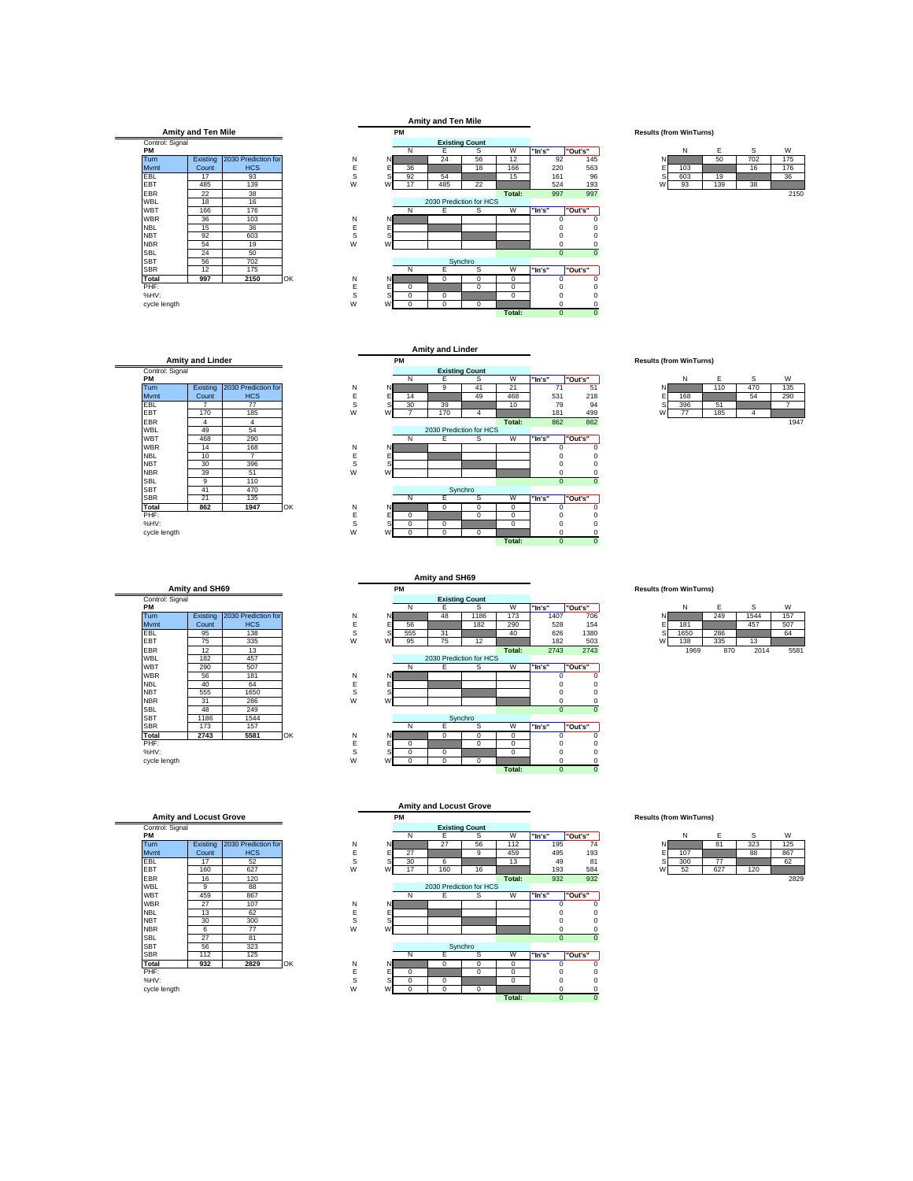## Amity and Ten Mile

Control: Signal

**PM**

| Turn Mvmt | Existing Count | 2030 Prediction for HCS |
|---|---|---|
| EBL | 17 | 93 |
| EBT | 485 | 139 |
| EBR | 22 | 38 |
| WBL | 18 | 16 |
| WBT | 166 | 176 |
| WBR | 36 | 103 |
| NBL | 15 | 36 |
| NBT | 92 | 603 |
| NBR | 54 | 19 |
| SBL | 24 | 50 |
| SBT | 56 | 702 |
| SBR | 12 | 175 |
| **Total** | **997** | **2150** |

OK

PHF:

%HV:

cycle length

### Amity and Ten Mile

PM

**Existing Count**

| | N | E | S | W | "In's" | "Out's" |
|---|---|---|---|---|---|---|
| N | | 24 | 56 | 12 | 92 | 145 |
| E | 36 | | 18 | 166 | 220 | 563 |
| S | 92 | 54 | | 15 | 161 | 96 |
| W | 17 | 485 | 22 | | 524 | 193 |
| | | | | Total: | 997 | 997 |

**2030 Prediction for HCS**

| | N | E | S | W | "In's" | "Out's" |
|---|---|---|---|---|---|---|
| N | | | | | 0 | 0 |
| E | | | | | 0 | 0 |
| S | | | | | 0 | 0 |
| W | | | | | 0 | 0 |
| | | | | | 0 | 0 |

**Synchro**

| | N | E | S | W | "In's" | "Out's" |
|---|---|---|---|---|---|---|
| N | | 0 | 0 | 0 | 0 | 0 |
| E | 0 | | 0 | 0 | 0 | 0 |
| S | 0 | 0 | | 0 | 0 | 0 |
| W | 0 | 0 | 0 | | 0 | 0 |
| | | | | Total: | 0 | 0 |

**Results (from WinTurns)**

| | N | E | S | W |
|---|---|---|---|---|
| N | | 50 | 702 | 175 |
| E | 103 | | 16 | 176 |
| S | 603 | 19 | | 36 |
| W | 93 | 139 | 38 | |
| | | | | 2150 |

## Amity and Linder

Control: Signal

**PM**

| Turn Mvmt | Existing Count | 2030 Prediction for HCS |
|---|---|---|
| EBL | 7 | 77 |
| EBT | 170 | 185 |
| EBR | 4 | 4 |
| WBL | 49 | 54 |
| WBT | 468 | 290 |
| WBR | 14 | 168 |
| NBL | 10 | 7 |
| NBT | 30 | 396 |
| NBR | 39 | 51 |
| SBL | 9 | 110 |
| SBT | 41 | 470 |
| SBR | 21 | 135 |
| **Total** | **862** | **1947** |

OK

PHF:

%HV:

cycle length

### Amity and Linder

PM

**Existing Count**

| | N | E | S | W | "In's" | "Out's" |
|---|---|---|---|---|---|---|
| N | | 9 | 41 | 21 | 71 | 51 |
| E | 14 | | 49 | 468 | 531 | 218 |
| S | 30 | 39 | | 10 | 79 | 94 |
| W | 7 | 170 | 4 | | 181 | 499 |
| | | | | Total: | 862 | 862 |

**2030 Prediction for HCS**

| | N | E | S | W | "In's" | "Out's" |
|---|---|---|---|---|---|---|
| N | | | | | 0 | 0 |
| E | | | | | 0 | 0 |
| S | | | | | 0 | 0 |
| W | | | | | 0 | 0 |
| | | | | | 0 | 0 |

**Synchro**

| | N | E | S | W | "In's" | "Out's" |
|---|---|---|---|---|---|---|
| N | | 0 | 0 | 0 | 0 | 0 |
| E | 0 | | 0 | 0 | 0 | 0 |
| S | 0 | 0 | | 0 | 0 | 0 |
| W | 0 | 0 | 0 | | 0 | 0 |
| | | | | Total: | 0 | 0 |

**Results (from WinTurns)**

| | N | E | S | W |
|---|---|---|---|---|
| N | | 110 | 470 | 135 |
| E | 168 | | 54 | 290 |
| S | 396 | 51 | | 7 |
| W | 77 | 185 | 4 | |
| | | | | 1947 |

## Amity and SH69

Control: Signal

**PM**

| Turn Mvmt | Existing Count | 2030 Prediction for HCS |
|---|---|---|
| EBL | 95 | 138 |
| EBT | 75 | 335 |
| EBR | 12 | 13 |
| WBL | 182 | 457 |
| WBT | 290 | 507 |
| WBR | 56 | 181 |
| NBL | 40 | 64 |
| NBT | 555 | 1650 |
| NBR | 31 | 286 |
| SBL | 48 | 249 |
| SBT | 1186 | 1544 |
| SBR | 173 | 157 |
| **Total** | **2743** | **5581** |

OK

PHF:

%HV:

cycle length

### Amity and SH69

PM

**Existing Count**

| | N | E | S | W | "In's" | "Out's" |
|---|---|---|---|---|---|---|
| N | | 48 | 1186 | 173 | 1407 | 706 |
| E | 56 | | 182 | 290 | 528 | 154 |
| S | 555 | 31 | | 40 | 626 | 1380 |
| W | 95 | 75 | 12 | | 182 | 503 |
| | | | | Total: | 2743 | 2743 |

**2030 Prediction for HCS**

| | N | E | S | W | "In's" | "Out's" |
|---|---|---|---|---|---|---|
| N | | | | | 0 | 0 |
| E | | | | | 0 | 0 |
| S | | | | | 0 | 0 |
| W | | | | | 0 | 0 |
| | | | | | 0 | 0 |

**Synchro**

| | N | E | S | W | "In's" | "Out's" |
|---|---|---|---|---|---|---|
| N | | 0 | 0 | 0 | 0 | 0 |
| E | 0 | | 0 | 0 | 0 | 0 |
| S | 0 | 0 | | 0 | 0 | 0 |
| W | 0 | 0 | 0 | | 0 | 0 |
| | | | | Total: | 0 | 0 |

**Results (from WinTurns)**

| | N | E | S | W |
|---|---|---|---|---|
| N | | 249 | 1544 | 157 |
| E | 181 | | 457 | 507 |
| S | 1650 | 286 | | 64 |
| W | 138 | 335 | 13 | |
| | 1969 | 870 | 2014 | 5581 |

## Amity and Locust Grove

Control: Signal

**PM**

| Turn Mvmt | Existing Count | 2030 Prediction for HCS |
|---|---|---|
| EBL | 17 | 52 |
| EBT | 160 | 627 |
| EBR | 16 | 120 |
| WBL | 9 | 88 |
| WBT | 459 | 867 |
| WBR | 27 | 107 |
| NBL | 13 | 62 |
| NBT | 30 | 300 |
| NBR | 6 | 77 |
| SBL | 27 | 81 |
| SBT | 56 | 323 |
| SBR | 112 | 125 |
| **Total** | **932** | **2829** |

OK

PHF:

%HV:

cycle length

### Amity and Locust Grove

PM

**Existing Count**

| | N | E | S | W | "In's" | "Out's" |
|---|---|---|---|---|---|---|
| N | | 27 | 56 | 112 | 195 | 74 |
| E | 27 | | 9 | 459 | 495 | 193 |
| S | 30 | 6 | | 13 | 49 | 81 |
| W | 17 | 160 | 16 | | 193 | 584 |
| | | | | Total: | 932 | 932 |

**2030 Prediction for HCS**

| | N | E | S | W | "In's" | "Out's" |
|---|---|---|---|---|---|---|
| N | | | | | 0 | 0 |
| E | | | | | 0 | 0 |
| S | | | | | 0 | 0 |
| W | | | | | 0 | 0 |
| | | | | | 0 | 0 |

**Synchro**

| | N | E | S | W | "In's" | "Out's" |
|---|---|---|---|---|---|---|
| N | | 0 | 0 | 0 | 0 | 0 |
| E | 0 | | 0 | 0 | 0 | 0 |
| S | 0 | 0 | | 0 | 0 | 0 |
| W | 0 | 0 | 0 | | 0 | 0 |
| | | | | Total: | 0 | 0 |

**Results (from WinTurns)**

| | N | E | S | W |
|---|---|---|---|---|
| N | | 81 | 323 | 125 |
| E | 107 | | 88 | 867 |
| S | 300 | 77 | | 62 |
| W | 52 | 627 | 120 | |
| | | | | 2829 |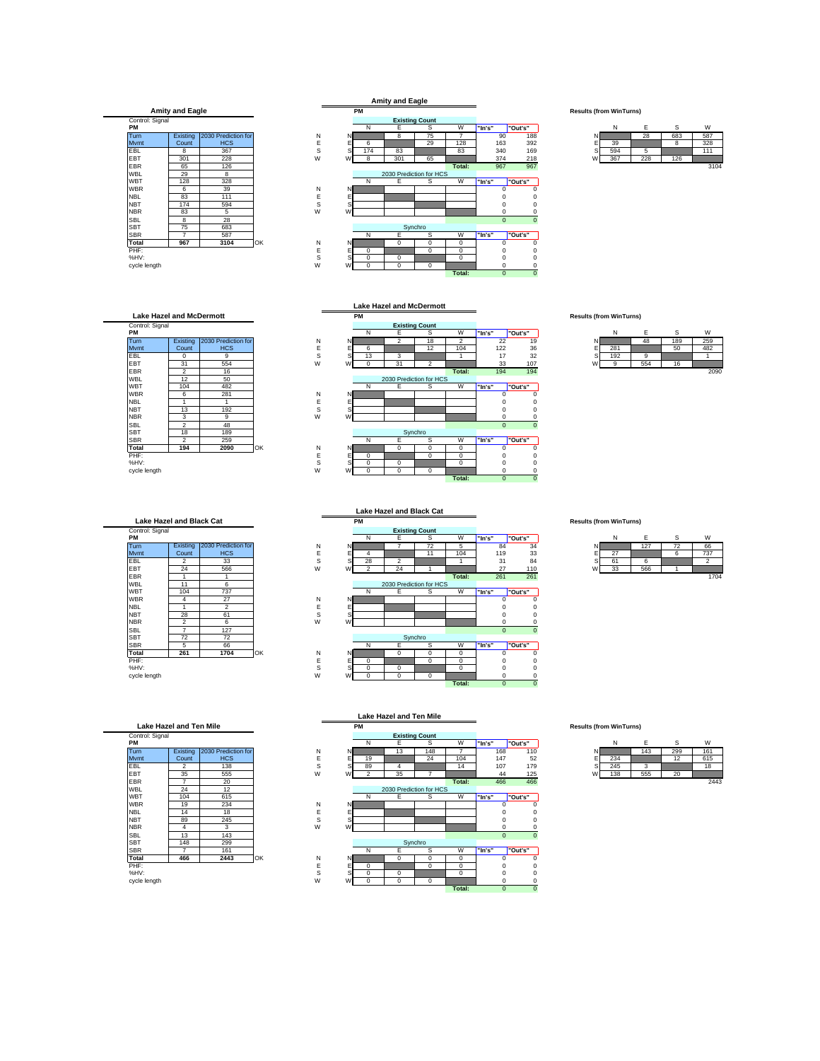## Amity and Eagle

Control: Signal

PM

| Turn Mvmt | Existing Count | 2030 Prediction for HCS |
|---|---|---|
| EBL | 8 | 367 |
| EBT | 301 | 228 |
| EBR | 65 | 126 |
| WBL | 29 | 8 |
| WBT | 128 | 328 |
| WBR | 6 | 39 |
| NBL | 83 | 111 |
| NBT | 174 | 594 |
| NBR | 83 | 5 |
| SBL | 8 | 28 |
| SBT | 75 | 683 |
| SBR | 7 | 587 |
| Total | 967 | 3104 |

OK

PHF:
%HV:
cycle length

### Amity and Eagle

PM

**Existing Count**

| | N | E | S | W | "In's" | "Out's" |
|---|---|---|---|---|---|---|
| N | | 8 | 75 | 7 | 90 | 188 |
| E | 6 | | 29 | 128 | 163 | 392 |
| S | 174 | 83 | | 83 | 340 | 169 |
| W | 8 | 301 | 65 | | 374 | 218 |
| | | | | Total: | 967 | 967 |

2030 Prediction for HCS

| | N | E | S | W | "In's" | "Out's" |
|---|---|---|---|---|---|---|
| N | | | | | 0 | 0 |
| E | | | | | 0 | 0 |
| S | | | | | 0 | 0 |
| W | | | | | 0 | 0 |
| | | | | | 0 | 0 |

Synchro

| | N | E | S | W | "In's" | "Out's" |
|---|---|---|---|---|---|---|
| N | | 0 | 0 | 0 | 0 | 0 |
| E | 0 | | 0 | 0 | 0 | 0 |
| S | 0 | 0 | | 0 | 0 | 0 |
| W | 0 | 0 | 0 | | 0 | 0 |
| | | | | Total: | 0 | 0 |

**Results (from WinTurns)**

| | N | E | S | W |
|---|---|---|---|---|
| N | | 28 | 683 | 587 |
| E | 39 | | 8 | 328 |
| S | 594 | 5 | | 111 |
| W | 367 | 228 | 126 | |
| | | | | 3104 |

## Lake Hazel and McDermott

Control: Signal

PM

| Turn Mvmt | Existing Count | 2030 Prediction for HCS |
|---|---|---|
| EBL | 0 | 9 |
| EBT | 31 | 554 |
| EBR | 2 | 16 |
| WBL | 12 | 50 |
| WBT | 104 | 482 |
| WBR | 6 | 281 |
| NBL | 1 | 1 |
| NBT | 13 | 192 |
| NBR | 3 | 9 |
| SBL | 2 | 48 |
| SBT | 18 | 189 |
| SBR | 2 | 259 |
| Total | 194 | 2090 |

OK

PHF:
%HV:
cycle length

### Lake Hazel and McDermott

PM

**Existing Count**

| | N | E | S | W | "In's" | "Out's" |
|---|---|---|---|---|---|---|
| N | | 2 | 18 | 2 | 22 | 19 |
| E | 6 | | 12 | 104 | 122 | 36 |
| S | 13 | 3 | | 1 | 17 | 32 |
| W | 0 | 31 | 2 | | 33 | 107 |
| | | | | Total: | 194 | 194 |

2030 Prediction for HCS

| | N | E | S | W | "In's" | "Out's" |
|---|---|---|---|---|---|---|
| N | | | | | 0 | 0 |
| E | | | | | 0 | 0 |
| S | | | | | 0 | 0 |
| W | | | | | 0 | 0 |
| | | | | | 0 | 0 |

Synchro

| | N | E | S | W | "In's" | "Out's" |
|---|---|---|---|---|---|---|
| N | | 0 | 0 | 0 | 0 | 0 |
| E | 0 | | 0 | 0 | 0 | 0 |
| S | 0 | 0 | | 0 | 0 | 0 |
| W | 0 | 0 | 0 | | 0 | 0 |
| | | | | Total: | 0 | 0 |

**Results (from WinTurns)**

| | N | E | S | W |
|---|---|---|---|---|
| N | | 48 | 189 | 259 |
| E | 281 | | 50 | 482 |
| S | 192 | 9 | | 1 |
| W | 9 | 554 | 16 | |
| | | | | 2090 |

## Lake Hazel and Black Cat

Control: Signal

PM

| Turn Mvmt | Existing Count | 2030 Prediction for HCS |
|---|---|---|
| EBL | 2 | 33 |
| EBT | 24 | 566 |
| EBR | 1 | 1 |
| WBL | 11 | 6 |
| WBT | 104 | 737 |
| WBR | 4 | 27 |
| NBL | 1 | 2 |
| NBT | 28 | 61 |
| NBR | 2 | 6 |
| SBL | 7 | 127 |
| SBT | 72 | 72 |
| SBR | 5 | 66 |
| Total | 261 | 1704 |

OK

PHF:
%HV:
cycle length

### Lake Hazel and Black Cat

PM

**Existing Count**

| | N | E | S | W | "In's" | "Out's" |
|---|---|---|---|---|---|---|
| N | | 7 | 72 | 5 | 84 | 34 |
| E | 4 | | 11 | 104 | 119 | 33 |
| S | 28 | 2 | | 1 | 31 | 84 |
| W | 2 | 24 | 1 | | 27 | 110 |
| | | | | Total: | 261 | 261 |

2030 Prediction for HCS

| | N | E | S | W | "In's" | "Out's" |
|---|---|---|---|---|---|---|
| N | | | | | 0 | 0 |
| E | | | | | 0 | 0 |
| S | | | | | 0 | 0 |
| W | | | | | 0 | 0 |
| | | | | | 0 | 0 |

Synchro

| | N | E | S | W | "In's" | "Out's" |
|---|---|---|---|---|---|---|
| N | | 0 | 0 | 0 | 0 | 0 |
| E | 0 | | 0 | 0 | 0 | 0 |
| S | 0 | 0 | | 0 | 0 | 0 |
| W | 0 | 0 | 0 | | 0 | 0 |
| | | | | Total: | 0 | 0 |

**Results (from WinTurns)**

| | N | E | S | W |
|---|---|---|---|---|
| N | | 127 | 72 | 66 |
| E | 27 | | 6 | 737 |
| S | 61 | 6 | | 2 |
| W | 33 | 566 | 1 | |
| | | | | 1704 |

## Lake Hazel and Ten Mile

Control: Signal

PM

| Turn Mvmt | Existing Count | 2030 Prediction for HCS |
|---|---|---|
| EBL | 2 | 138 |
| EBT | 35 | 555 |
| EBR | 7 | 20 |
| WBL | 24 | 12 |
| WBT | 104 | 615 |
| WBR | 19 | 234 |
| NBL | 14 | 18 |
| NBT | 89 | 245 |
| NBR | 4 | 3 |
| SBL | 13 | 143 |
| SBT | 148 | 299 |
| SBR | 7 | 161 |
| Total | 466 | 2443 |

OK

PHF:
%HV:
cycle length

### Lake Hazel and Ten Mile

PM

**Existing Count**

| | N | E | S | W | "In's" | "Out's" |
|---|---|---|---|---|---|---|
| N | | 13 | 148 | 7 | 168 | 110 |
| E | 19 | | 24 | 104 | 147 | 52 |
| S | 89 | 4 | | 14 | 107 | 179 |
| W | 2 | 35 | 7 | | 44 | 125 |
| | | | | Total: | 466 | 466 |

2030 Prediction for HCS

| | N | E | S | W | "In's" | "Out's" |
|---|---|---|---|---|---|---|
| N | | | | | 0 | 0 |
| E | | | | | 0 | 0 |
| S | | | | | 0 | 0 |
| W | | | | | 0 | 0 |
| | | | | | 0 | 0 |

Synchro

| | N | E | S | W | "In's" | "Out's" |
|---|---|---|---|---|---|---|
| N | | 0 | 0 | 0 | 0 | 0 |
| E | 0 | | 0 | 0 | 0 | 0 |
| S | 0 | 0 | | 0 | 0 | 0 |
| W | 0 | 0 | 0 | | 0 | 0 |
| | | | | Total: | 0 | 0 |

**Results (from WinTurns)**

| | N | E | S | W |
|---|---|---|---|---|
| N | | 143 | 299 | 161 |
| E | 234 | | 12 | 615 |
| S | 245 | 3 | | 18 |
| W | 138 | 555 | 20 | |
| | | | | 2443 |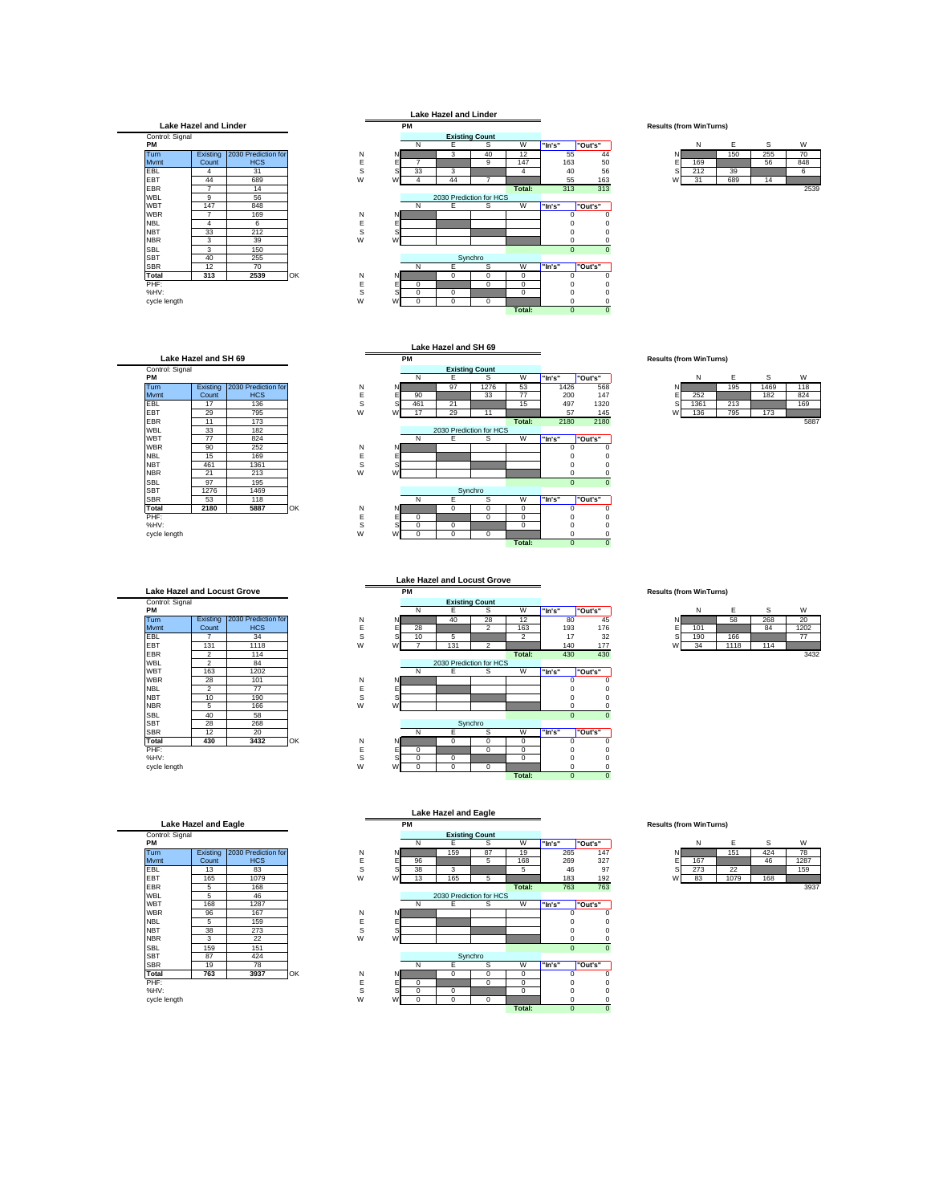## Lake Hazel and Linder

Control: Signal

PM

| Turn Mvmt | Existing Count | 2030 Prediction for HCS |
|---|---|---|
| EBL | 4 | 31 |
| EBT | 44 | 689 |
| EBR | 7 | 14 |
| WBL | 9 | 56 |
| WBT | 147 | 848 |
| WBR | 7 | 169 |
| NBL | 4 | 6 |
| NBT | 33 | 212 |
| NBR | 3 | 39 |
| SBL | 3 | 150 |
| SBT | 40 | 255 |
| SBR | 12 | 70 |
| Total | 313 | 2539 |

OK

PHF:

%HV:

cycle length

### Lake Hazel and Linder

PM

**Existing Count**

| | N | E | S | W | "In's" | "Out's" |
|---|---|---|---|---|---|---|
| N | | 3 | 40 | 12 | 55 | 44 |
| E | 7 | | 9 | 147 | 163 | 50 |
| S | 33 | 3 | | 4 | 40 | 56 |
| W | 4 | 44 | 7 | | 55 | 163 |
| | | | | Total: | 313 | 313 |

**2030 Prediction for HCS**

| | N | E | S | W | "In's" | "Out's" |
|---|---|---|---|---|---|---|
| N | | | | | 0 | 0 |
| E | | | | | 0 | 0 |
| S | | | | | 0 | 0 |
| W | | | | | 0 | 0 |
| | | | | | 0 | 0 |

**Synchro**

| | N | E | S | W | "In's" | "Out's" |
|---|---|---|---|---|---|---|
| N | | 0 | 0 | 0 | 0 | 0 |
| E | 0 | | 0 | 0 | 0 | 0 |
| S | 0 | 0 | | 0 | 0 | 0 |
| W | 0 | 0 | 0 | | 0 | 0 |
| | | | | Total: | 0 | 0 |

**Results (from WinTurns)**

| | N | E | S | W |
|---|---|---|---|---|
| N | | 150 | 255 | 70 |
| E | 169 | | 56 | 848 |
| S | 212 | 39 | | 6 |
| W | 31 | 689 | 14 | |
| | | | | 2539 |

## Lake Hazel and SH 69

Control: Signal

PM

| Turn Mvmt | Existing Count | 2030 Prediction for HCS |
|---|---|---|
| EBL | 17 | 136 |
| EBT | 29 | 795 |
| EBR | 11 | 173 |
| WBL | 33 | 182 |
| WBT | 77 | 824 |
| WBR | 90 | 252 |
| NBL | 15 | 169 |
| NBT | 461 | 1361 |
| NBR | 21 | 213 |
| SBL | 97 | 195 |
| SBT | 1276 | 1469 |
| SBR | 53 | 118 |
| Total | 2180 | 5887 |

OK

PHF:

%HV:

cycle length

### Lake Hazel and SH 69

PM

**Existing Count**

| | N | E | S | W | "In's" | "Out's" |
|---|---|---|---|---|---|---|
| N | | 97 | 1276 | 53 | 1426 | 568 |
| E | 90 | | 33 | 77 | 200 | 147 |
| S | 461 | 21 | | 15 | 497 | 1320 |
| W | 17 | 29 | 11 | | 57 | 145 |
| | | | | Total: | 2180 | 2180 |

**2030 Prediction for HCS**

| | N | E | S | W | "In's" | "Out's" |
|---|---|---|---|---|---|---|
| N | | | | | 0 | 0 |
| E | | | | | 0 | 0 |
| S | | | | | 0 | 0 |
| W | | | | | 0 | 0 |
| | | | | | 0 | 0 |

**Synchro**

| | N | E | S | W | "In's" | "Out's" |
|---|---|---|---|---|---|---|
| N | | 0 | 0 | 0 | 0 | 0 |
| E | 0 | | 0 | 0 | 0 | 0 |
| S | 0 | 0 | | 0 | 0 | 0 |
| W | 0 | 0 | 0 | | 0 | 0 |
| | | | | Total: | 0 | 0 |

**Results (from WinTurns)**

| | N | E | S | W |
|---|---|---|---|---|
| N | | 195 | 1469 | 118 |
| E | 252 | | 182 | 824 |
| S | 1361 | 213 | | 169 |
| W | 136 | 795 | 173 | |
| | | | | 5887 |

## Lake Hazel and Locust Grove

Control: Signal

PM

| Turn Mvmt | Existing Count | 2030 Prediction for HCS |
|---|---|---|
| EBL | 7 | 34 |
| EBT | 131 | 1118 |
| EBR | 2 | 114 |
| WBL | 2 | 84 |
| WBT | 163 | 1202 |
| WBR | 28 | 101 |
| NBL | 2 | 77 |
| NBT | 10 | 190 |
| NBR | 5 | 166 |
| SBL | 40 | 58 |
| SBT | 28 | 268 |
| SBR | 12 | 20 |
| Total | 430 | 3432 |

OK

PHF:

%HV:

cycle length

### Lake Hazel and Locust Grove

PM

**Existing Count**

| | N | E | S | W | "In's" | "Out's" |
|---|---|---|---|---|---|---|
| N | | 40 | 28 | 12 | 80 | 45 |
| E | 28 | | 2 | 163 | 193 | 176 |
| S | 10 | 5 | | 2 | 17 | 32 |
| W | 7 | 131 | 2 | | 140 | 177 |
| | | | | Total: | 430 | 430 |

**2030 Prediction for HCS**

| | N | E | S | W | "In's" | "Out's" |
|---|---|---|---|---|---|---|
| N | | | | | 0 | 0 |
| E | | | | | 0 | 0 |
| S | | | | | 0 | 0 |
| W | | | | | 0 | 0 |
| | | | | | 0 | 0 |

**Synchro**

| | N | E | S | W | "In's" | "Out's" |
|---|---|---|---|---|---|---|
| N | | 0 | 0 | 0 | 0 | 0 |
| E | 0 | | 0 | 0 | 0 | 0 |
| S | 0 | 0 | | 0 | 0 | 0 |
| W | 0 | 0 | 0 | | 0 | 0 |
| | | | | Total: | 0 | 0 |

**Results (from WinTurns)**

| | N | E | S | W |
|---|---|---|---|---|
| N | | 58 | 268 | 20 |
| E | 101 | | 84 | 1202 |
| S | 190 | 166 | | 77 |
| W | 34 | 1118 | 114 | |
| | | | | 3432 |

## Lake Hazel and Eagle

Control: Signal

PM

| Turn Mvmt | Existing Count | 2030 Prediction for HCS |
|---|---|---|
| EBL | 13 | 83 |
| EBT | 165 | 1079 |
| EBR | 5 | 168 |
| WBL | 5 | 46 |
| WBT | 168 | 1287 |
| WBR | 96 | 167 |
| NBL | 5 | 159 |
| NBT | 38 | 273 |
| NBR | 3 | 22 |
| SBL | 159 | 151 |
| SBT | 87 | 424 |
| SBR | 19 | 78 |
| Total | 763 | 3937 |

OK

PHF:

%HV:

cycle length

### Lake Hazel and Eagle

PM

**Existing Count**

| | N | E | S | W | "In's" | "Out's" |
|---|---|---|---|---|---|---|
| N | | 159 | 87 | 19 | 265 | 147 |
| E | 96 | | 5 | 168 | 269 | 327 |
| S | 38 | 3 | | 5 | 46 | 97 |
| W | 13 | 165 | 5 | | 183 | 192 |
| | | | | Total: | 763 | 763 |

**2030 Prediction for HCS**

| | N | E | S | W | "In's" | "Out's" |
|---|---|---|---|---|---|---|
| N | | | | | 0 | 0 |
| E | | | | | 0 | 0 |
| S | | | | | 0 | 0 |
| W | | | | | 0 | 0 |
| | | | | | 0 | 0 |

**Synchro**

| | N | E | S | W | "In's" | "Out's" |
|---|---|---|---|---|---|---|
| N | | 0 | 0 | 0 | 0 | 0 |
| E | 0 | | 0 | 0 | 0 | 0 |
| S | 0 | 0 | | 0 | 0 | 0 |
| W | 0 | 0 | 0 | | 0 | 0 |
| | | | | Total: | 0 | 0 |

**Results (from WinTurns)**

| | N | E | S | W |
|---|---|---|---|---|
| N | | 151 | 424 | 78 |
| E | 167 | | 46 | 1287 |
| S | 273 | 22 | | 159 |
| W | 83 | 1079 | 168 | |
| | | | | 3937 |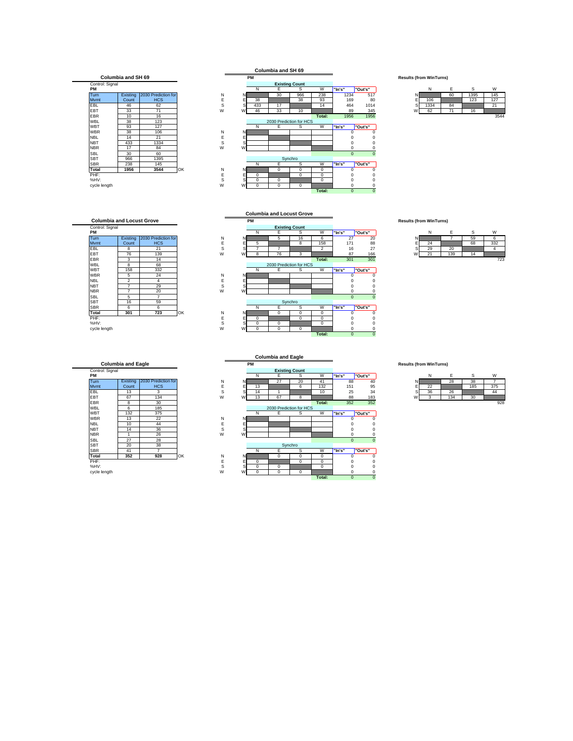## Columbia and SH 69

Control: Signal

**PM**

| Turn Mvmt | Existing Count | 2030 Prediction for HCS |
|---|---|---|
| EBL | 46 | 62 |
| EBT | 33 | 71 |
| EBR | 10 | 16 |
| WBL | 38 | 123 |
| WBT | 93 | 127 |
| WBR | 38 | 106 |
| NBL | 14 | 21 |
| NBT | 433 | 1334 |
| NBR | 17 | 84 |
| SBL | 30 | 60 |
| SBT | 966 | 1395 |
| SBR | 238 | 145 |
| **Total** | **1956** | **3544** |

OK

PHF:
%HV:
cycle length

**Columbia and SH 69**

PM

Existing Count

| | N | E | S | W | "In's" | "Out's" |
|---|---|---|---|---|---|---|
| N | | 30 | 966 | 238 | 1234 | 517 |
| E | 38 | | 38 | 93 | 169 | 80 |
| S | 433 | 17 | | 14 | 464 | 1014 |
| W | 46 | 33 | 10 | | 89 | 345 |
| | | | | Total: | 1956 | 1956 |

2030 Prediction for HCS

| | N | E | S | W | "In's" | "Out's" |
|---|---|---|---|---|---|---|
| N | | | | | 0 | 0 |
| E | | | | | 0 | 0 |
| S | | | | | 0 | 0 |
| W | | | | | 0 | 0 |
| | | | | | 0 | 0 |

Synchro

| | N | E | S | W | "In's" | "Out's" |
|---|---|---|---|---|---|---|
| N | | 0 | 0 | 0 | 0 | 0 |
| E | 0 | | 0 | 0 | 0 | 0 |
| S | 0 | 0 | | 0 | 0 | 0 |
| W | 0 | 0 | 0 | | 0 | 0 |
| | | | | Total: | 0 | 0 |

**Results (from WinTurns)**

| | N | E | S | W |
|---|---|---|---|---|
| N | | 60 | 1395 | 145 |
| E | 106 | | 123 | 127 |
| S | 1334 | 84 | | 21 |
| W | 62 | 71 | 16 | |
| | | | | 3544 |

## Columbia and Locust Grove

Control: Signal

**PM**

| Turn Mvmt | Existing Count | 2030 Prediction for HCS |
|---|---|---|
| EBL | 8 | 21 |
| EBT | 76 | 139 |
| EBR | 3 | 14 |
| WBL | 8 | 68 |
| WBT | 158 | 332 |
| WBR | 5 | 24 |
| NBL | 2 | 4 |
| NBT | 7 | 29 |
| NBR | 7 | 20 |
| SBL | 5 | 7 |
| SBT | 16 | 59 |
| SBR | 6 | 6 |
| **Total** | **301** | **723** |

OK

PHF:
%HV:
cycle length

**Columbia and Locust Grove**

PM

Existing Count

| | N | E | S | W | "In's" | "Out's" |
|---|---|---|---|---|---|---|
| N | | 5 | 16 | 6 | 27 | 20 |
| E | 5 | | 8 | 158 | 171 | 88 |
| S | 7 | 7 | | 2 | 16 | 27 |
| W | 8 | 76 | 3 | | 87 | 166 |
| | | | | Total: | 301 | 301 |

2030 Prediction for HCS

| | N | E | S | W | "In's" | "Out's" |
|---|---|---|---|---|---|---|
| N | | | | | 0 | 0 |
| E | | | | | 0 | 0 |
| S | | | | | 0 | 0 |
| W | | | | | 0 | 0 |
| | | | | | 0 | 0 |

Synchro

| | N | E | S | W | "In's" | "Out's" |
|---|---|---|---|---|---|---|
| N | | 0 | 0 | 0 | 0 | 0 |
| E | 0 | | 0 | 0 | 0 | 0 |
| S | 0 | 0 | | 0 | 0 | 0 |
| W | 0 | 0 | 0 | | 0 | 0 |
| | | | | Total: | 0 | 0 |

**Results (from WinTurns)**

| | N | E | S | W |
|---|---|---|---|---|
| N | | 7 | 59 | 6 |
| E | 24 | | 68 | 332 |
| S | 29 | 20 | | 4 |
| W | 21 | 139 | 14 | |
| | | | | 723 |

## Columbia and Eagle

Control: Signal

**PM**

| Turn Mvmt | Existing Count | 2030 Prediction for HCS |
|---|---|---|
| EBL | 13 | 3 |
| EBT | 67 | 134 |
| EBR | 8 | 30 |
| WBL | 6 | 185 |
| WBT | 132 | 375 |
| WBR | 13 | 22 |
| NBL | 10 | 44 |
| NBT | 14 | 36 |
| NBR | 1 | 26 |
| SBL | 27 | 28 |
| SBT | 20 | 38 |
| SBR | 41 | 7 |
| **Total** | **352** | **928** |

OK

PHF:
%HV:
cycle length

**Columbia and Eagle**

PM

Existing Count

| | N | E | S | W | "In's" | "Out's" |
|---|---|---|---|---|---|---|
| N | | 27 | 20 | 41 | 88 | 40 |
| E | 13 | | 6 | 132 | 151 | 95 |
| S | 14 | 1 | | 10 | 25 | 34 |
| W | 13 | 67 | 8 | | 88 | 183 |
| | | | | Total: | 352 | 352 |

2030 Prediction for HCS

| | N | E | S | W | "In's" | "Out's" |
|---|---|---|---|---|---|---|
| N | | | | | 0 | 0 |
| E | | | | | 0 | 0 |
| S | | | | | 0 | 0 |
| W | | | | | 0 | 0 |
| | | | | | 0 | 0 |

Synchro

| | N | E | S | W | "In's" | "Out's" |
|---|---|---|---|---|---|---|
| N | | 0 | 0 | 0 | 0 | 0 |
| E | 0 | | 0 | 0 | 0 | 0 |
| S | 0 | 0 | | 0 | 0 | 0 |
| W | 0 | 0 | 0 | | 0 | 0 |
| | | | | Total: | 0 | 0 |

**Results (from WinTurns)**

| | N | E | S | W |
|---|---|---|---|---|
| N | | 28 | 38 | 7 |
| E | 22 | | 185 | 375 |
| S | 36 | 26 | | 44 |
| W | 3 | 134 | 30 | |
| | | | | 928 |